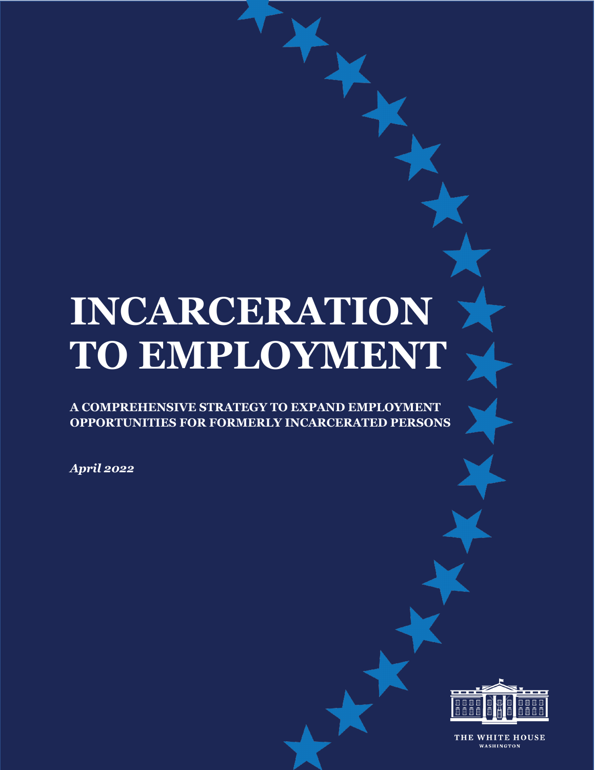# INCARCERATION TO EMPLOYMENT

**A COMPREHENSIVE STRATEGY TO EXPAND EMPLOYMENT OPPORTUNITIES FOR FORMERLY INCARCERATED PERSONS**

***April 2022***

THE WHITE HOUSE
WASHINGTON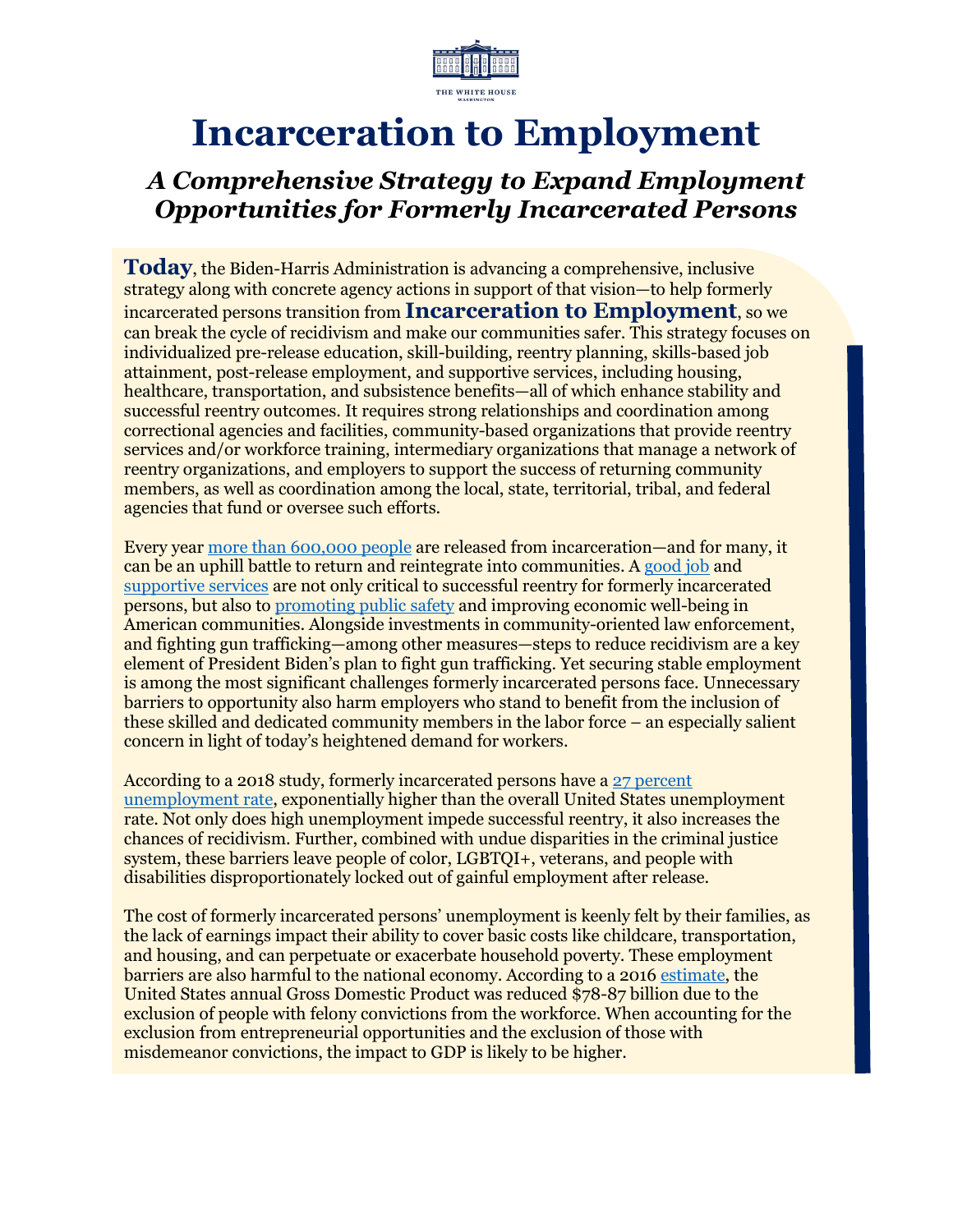THE WHITE HOUSE
WASHINGTON

# Incarceration to Employment

## *A Comprehensive Strategy to Expand Employment Opportunities for Formerly Incarcerated Persons*

**Today**, the Biden-Harris Administration is advancing a comprehensive, inclusive strategy along with concrete agency actions in support of that vision—to help formerly incarcerated persons transition from **Incarceration to Employment**, so we can break the cycle of recidivism and make our communities safer. This strategy focuses on individualized pre-release education, skill-building, reentry planning, skills-based job attainment, post-release employment, and supportive services, including housing, healthcare, transportation, and subsistence benefits—all of which enhance stability and successful reentry outcomes. It requires strong relationships and coordination among correctional agencies and facilities, community-based organizations that provide reentry services and/or workforce training, intermediary organizations that manage a network of reentry organizations, and employers to support the success of returning community members, as well as coordination among the local, state, territorial, tribal, and federal agencies that fund or oversee such efforts.

Every year more than 600,000 people are released from incarceration—and for many, it can be an uphill battle to return and reintegrate into communities. A good job and supportive services are not only critical to successful reentry for formerly incarcerated persons, but also to promoting public safety and improving economic well-being in American communities. Alongside investments in community-oriented law enforcement, and fighting gun trafficking—among other measures—steps to reduce recidivism are a key element of President Biden's plan to fight gun trafficking. Yet securing stable employment is among the most significant challenges formerly incarcerated persons face. Unnecessary barriers to opportunity also harm employers who stand to benefit from the inclusion of these skilled and dedicated community members in the labor force – an especially salient concern in light of today's heightened demand for workers.

According to a 2018 study, formerly incarcerated persons have a 27 percent unemployment rate, exponentially higher than the overall United States unemployment rate. Not only does high unemployment impede successful reentry, it also increases the chances of recidivism. Further, combined with undue disparities in the criminal justice system, these barriers leave people of color, LGBTQI+, veterans, and people with disabilities disproportionately locked out of gainful employment after release.

The cost of formerly incarcerated persons' unemployment is keenly felt by their families, as the lack of earnings impact their ability to cover basic costs like childcare, transportation, and housing, and can perpetuate or exacerbate household poverty. These employment barriers are also harmful to the national economy. According to a 2016 estimate, the United States annual Gross Domestic Product was reduced $78-87 billion due to the exclusion of people with felony convictions from the workforce. When accounting for the exclusion from entrepreneurial opportunities and the exclusion of those with misdemeanor convictions, the impact to GDP is likely to be higher.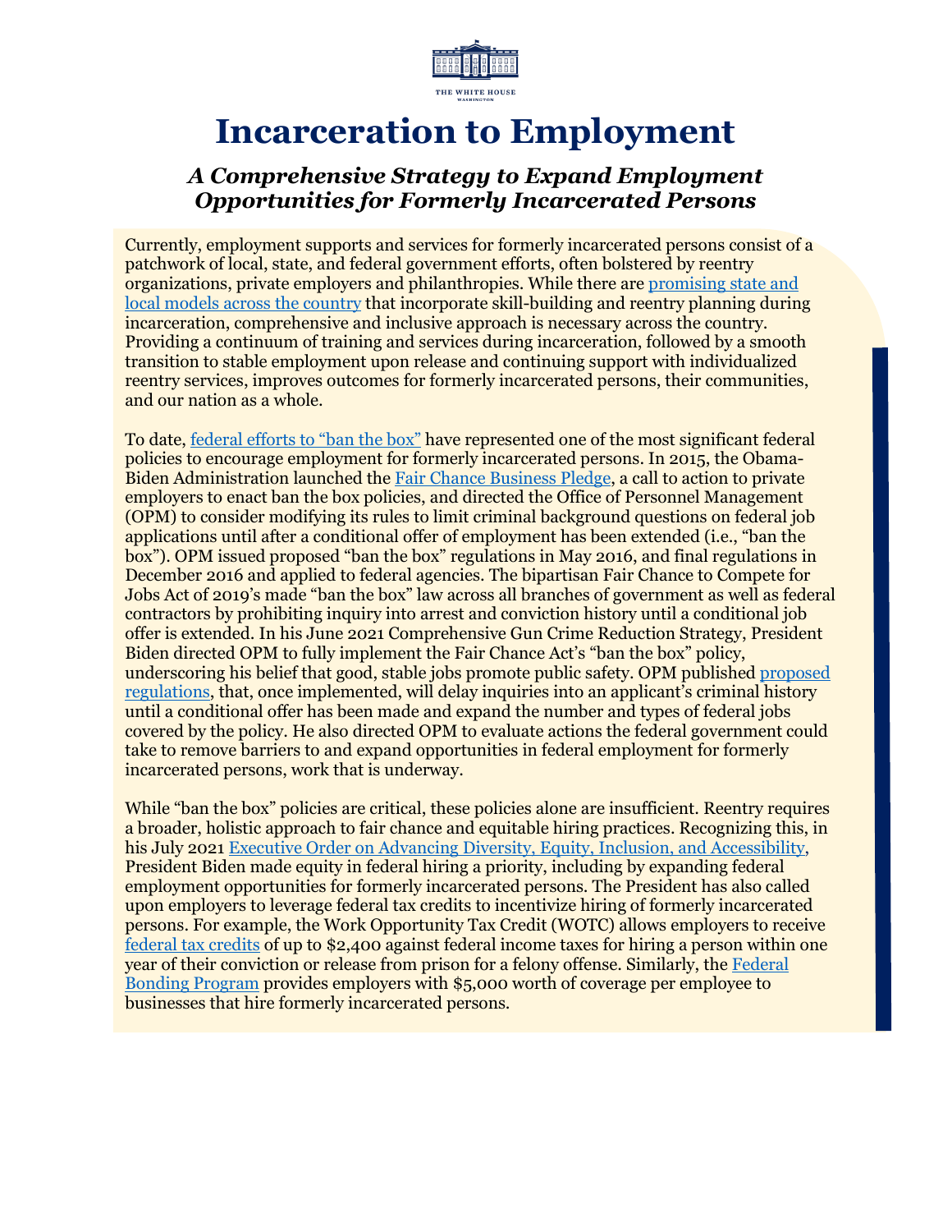# Incarceration to Employment

### *A Comprehensive Strategy to Expand Employment Opportunities for Formerly Incarcerated Persons*

Currently, employment supports and services for formerly incarcerated persons consist of a patchwork of local, state, and federal government efforts, often bolstered by reentry organizations, private employers and philanthropies. While there are promising state and local models across the country that incorporate skill-building and reentry planning during incarceration, comprehensive and inclusive approach is necessary across the country. Providing a continuum of training and services during incarceration, followed by a smooth transition to stable employment upon release and continuing support with individualized reentry services, improves outcomes for formerly incarcerated persons, their communities, and our nation as a whole.

To date, federal efforts to "ban the box" have represented one of the most significant federal policies to encourage employment for formerly incarcerated persons. In 2015, the Obama-Biden Administration launched the Fair Chance Business Pledge, a call to action to private employers to enact ban the box policies, and directed the Office of Personnel Management (OPM) to consider modifying its rules to limit criminal background questions on federal job applications until after a conditional offer of employment has been extended (i.e., "ban the box"). OPM issued proposed "ban the box" regulations in May 2016, and final regulations in December 2016 and applied to federal agencies. The bipartisan Fair Chance to Compete for Jobs Act of 2019's made "ban the box" law across all branches of government as well as federal contractors by prohibiting inquiry into arrest and conviction history until a conditional job offer is extended. In his June 2021 Comprehensive Gun Crime Reduction Strategy, President Biden directed OPM to fully implement the Fair Chance Act's "ban the box" policy, underscoring his belief that good, stable jobs promote public safety. OPM published proposed regulations, that, once implemented, will delay inquiries into an applicant's criminal history until a conditional offer has been made and expand the number and types of federal jobs covered by the policy. He also directed OPM to evaluate actions the federal government could take to remove barriers to and expand opportunities in federal employment for formerly incarcerated persons, work that is underway.

While "ban the box" policies are critical, these policies alone are insufficient. Reentry requires a broader, holistic approach to fair chance and equitable hiring practices. Recognizing this, in his July 2021 Executive Order on Advancing Diversity, Equity, Inclusion, and Accessibility, President Biden made equity in federal hiring a priority, including by expanding federal employment opportunities for formerly incarcerated persons. The President has also called upon employers to leverage federal tax credits to incentivize hiring of formerly incarcerated persons. For example, the Work Opportunity Tax Credit (WOTC) allows employers to receive federal tax credits of up to $2,400 against federal income taxes for hiring a person within one year of their conviction or release from prison for a felony offense. Similarly, the Federal Bonding Program provides employers with $5,000 worth of coverage per employee to businesses that hire formerly incarcerated persons.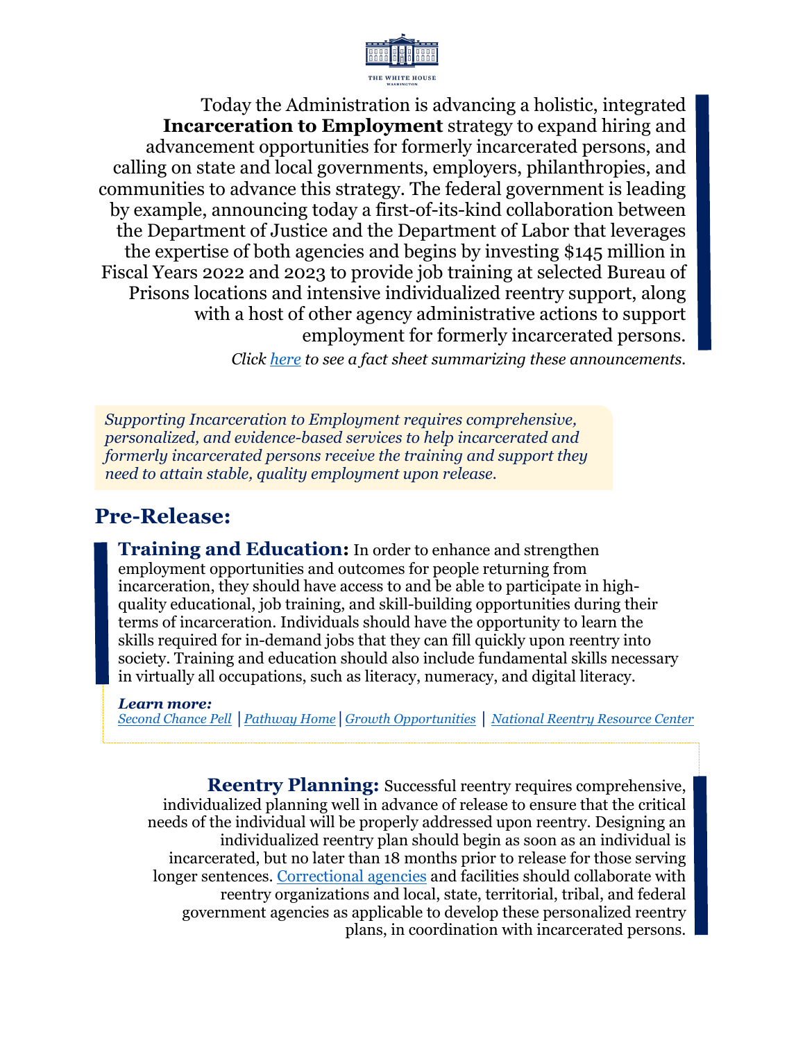Today the Administration is advancing a holistic, integrated **Incarceration to Employment** strategy to expand hiring and advancement opportunities for formerly incarcerated persons, and calling on state and local governments, employers, philanthropies, and communities to advance this strategy. The federal government is leading by example, announcing today a first-of-its-kind collaboration between the Department of Justice and the Department of Labor that leverages the expertise of both agencies and begins by investing $145 million in Fiscal Years 2022 and 2023 to provide job training at selected Bureau of Prisons locations and intensive individualized reentry support, along with a host of other agency administrative actions to support employment for formerly incarcerated persons.

*Click here to see a fact sheet summarizing these announcements.*

*Supporting Incarceration to Employment requires comprehensive, personalized, and evidence-based services to help incarcerated and formerly incarcerated persons receive the training and support they need to attain stable, quality employment upon release.*

## Pre-Release:

**Training and Education:** In order to enhance and strengthen employment opportunities and outcomes for people returning from incarceration, they should have access to and be able to participate in high-quality educational, job training, and skill-building opportunities during their terms of incarceration. Individuals should have the opportunity to learn the skills required for in-demand jobs that they can fill quickly upon reentry into society. Training and education should also include fundamental skills necessary in virtually all occupations, such as literacy, numeracy, and digital literacy.

***Learn more:***
*Second Chance Pell* | *Pathway Home* | *Growth Opportunities* | *National Reentry Resource Center*

**Reentry Planning:** Successful reentry requires comprehensive, individualized planning well in advance of release to ensure that the critical needs of the individual will be properly addressed upon reentry. Designing an individualized reentry plan should begin as soon as an individual is incarcerated, but no later than 18 months prior to release for those serving longer sentences. Correctional agencies and facilities should collaborate with reentry organizations and local, state, territorial, tribal, and federal government agencies as applicable to develop these personalized reentry plans, in coordination with incarcerated persons.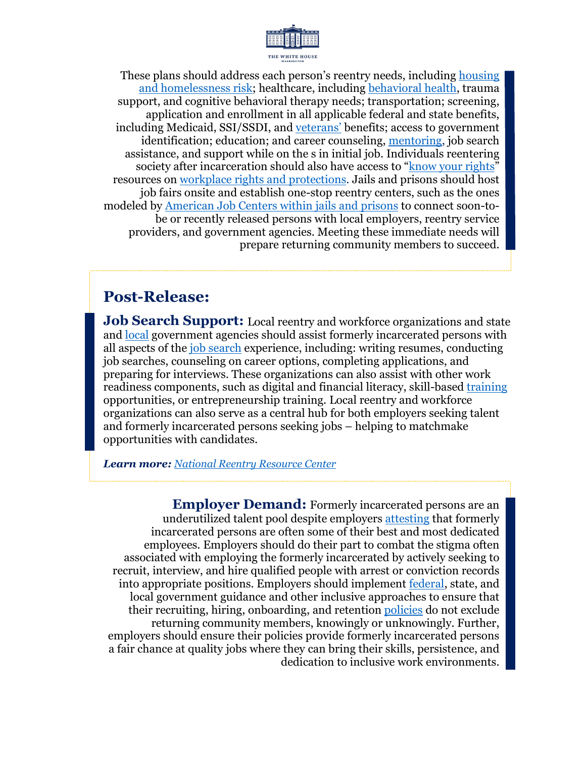These plans should address each person's reentry needs, including housing and homelessness risk; healthcare, including behavioral health, trauma support, and cognitive behavioral therapy needs; transportation; screening, application and enrollment in all applicable federal and state benefits, including Medicaid, SSI/SSDI, and veterans' benefits; access to government identification; education; and career counseling, mentoring, job search assistance, and support while on the s in initial job. Individuals reentering society after incarceration should also have access to "know your rights" resources on workplace rights and protections. Jails and prisons should host job fairs onsite and establish one-stop reentry centers, such as the ones modeled by American Job Centers within jails and prisons to connect soon-to-be or recently released persons with local employers, reentry service providers, and government agencies. Meeting these immediate needs will prepare returning community members to succeed.

## Post-Release:

**Job Search Support:** Local reentry and workforce organizations and state and local government agencies should assist formerly incarcerated persons with all aspects of the job search experience, including: writing resumes, conducting job searches, counseling on career options, completing applications, and preparing for interviews. These organizations can also assist with other work readiness components, such as digital and financial literacy, skill-based training opportunities, or entrepreneurship training. Local reentry and workforce organizations can also serve as a central hub for both employers seeking talent and formerly incarcerated persons seeking jobs – helping to matchmake opportunities with candidates.

***Learn more:*** *National Reentry Resource Center*

**Employer Demand:** Formerly incarcerated persons are an underutilized talent pool despite employers attesting that formerly incarcerated persons are often some of their best and most dedicated employees. Employers should do their part to combat the stigma often associated with employing the formerly incarcerated by actively seeking to recruit, interview, and hire qualified people with arrest or conviction records into appropriate positions. Employers should implement federal, state, and local government guidance and other inclusive approaches to ensure that their recruiting, hiring, onboarding, and retention policies do not exclude returning community members, knowingly or unknowingly. Further, employers should ensure their policies provide formerly incarcerated persons a fair chance at quality jobs where they can bring their skills, persistence, and dedication to inclusive work environments.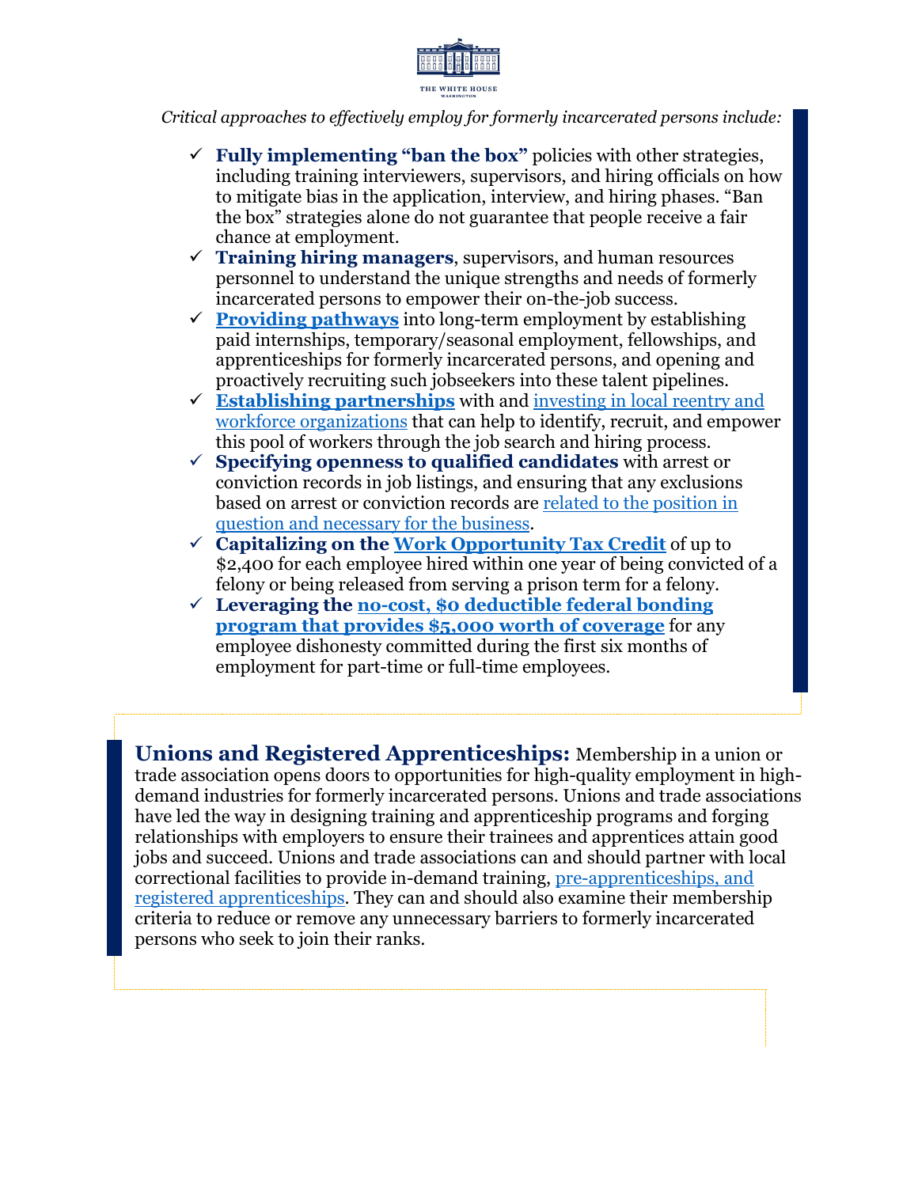*Critical approaches to effectively employ for formerly incarcerated persons include:*

- ✓ **Fully implementing "ban the box"** policies with other strategies, including training interviewers, supervisors, and hiring officials on how to mitigate bias in the application, interview, and hiring phases. "Ban the box" strategies alone do not guarantee that people receive a fair chance at employment.
- ✓ **Training hiring managers**, supervisors, and human resources personnel to understand the unique strengths and needs of formerly incarcerated persons to empower their on-the-job success.
- ✓ **Providing pathways** into long-term employment by establishing paid internships, temporary/seasonal employment, fellowships, and apprenticeships for formerly incarcerated persons, and opening and proactively recruiting such jobseekers into these talent pipelines.
- ✓ **Establishing partnerships** with and investing in local reentry and workforce organizations that can help to identify, recruit, and empower this pool of workers through the job search and hiring process.
- ✓ **Specifying openness to qualified candidates** with arrest or conviction records in job listings, and ensuring that any exclusions based on arrest or conviction records are related to the position in question and necessary for the business.
- ✓ **Capitalizing on the Work Opportunity Tax Credit** of up to $2,400 for each employee hired within one year of being convicted of a felony or being released from serving a prison term for a felony.
- ✓ **Leveraging the no-cost, $0 deductible federal bonding program that provides $5,000 worth of coverage** for any employee dishonesty committed during the first six months of employment for part-time or full-time employees.

**Unions and Registered Apprenticeships:** Membership in a union or trade association opens doors to opportunities for high-quality employment in high-demand industries for formerly incarcerated persons. Unions and trade associations have led the way in designing training and apprenticeship programs and forging relationships with employers to ensure their trainees and apprentices attain good jobs and succeed. Unions and trade associations can and should partner with local correctional facilities to provide in-demand training, pre-apprenticeships, and registered apprenticeships. They can and should also examine their membership criteria to reduce or remove any unnecessary barriers to formerly incarcerated persons who seek to join their ranks.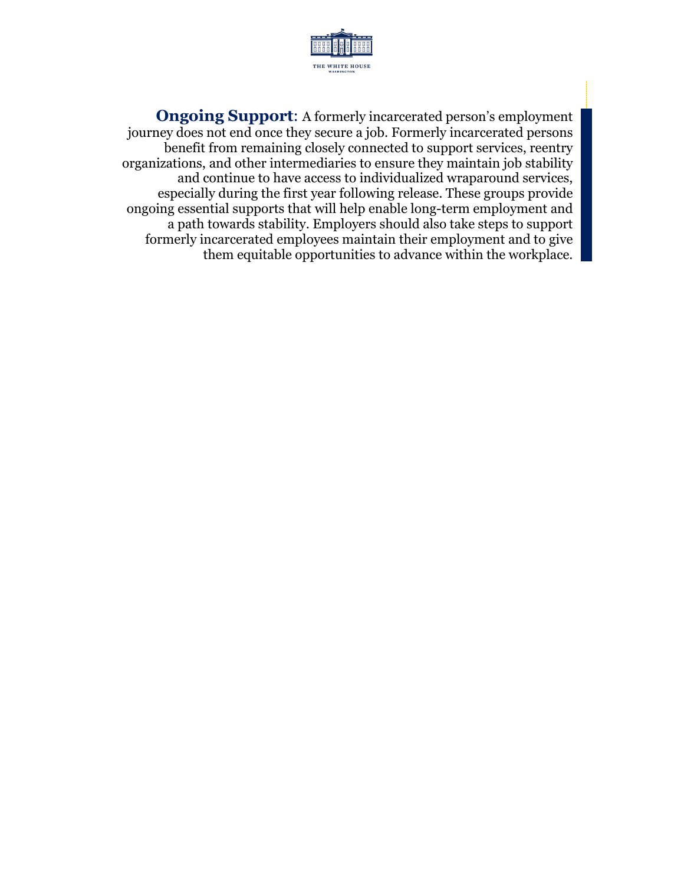**Ongoing Support**: A formerly incarcerated person's employment journey does not end once they secure a job. Formerly incarcerated persons benefit from remaining closely connected to support services, reentry organizations, and other intermediaries to ensure they maintain job stability and continue to have access to individualized wraparound services, especially during the first year following release. These groups provide ongoing essential supports that will help enable long-term employment and a path towards stability. Employers should also take steps to support formerly incarcerated employees maintain their employment and to give them equitable opportunities to advance within the workplace.